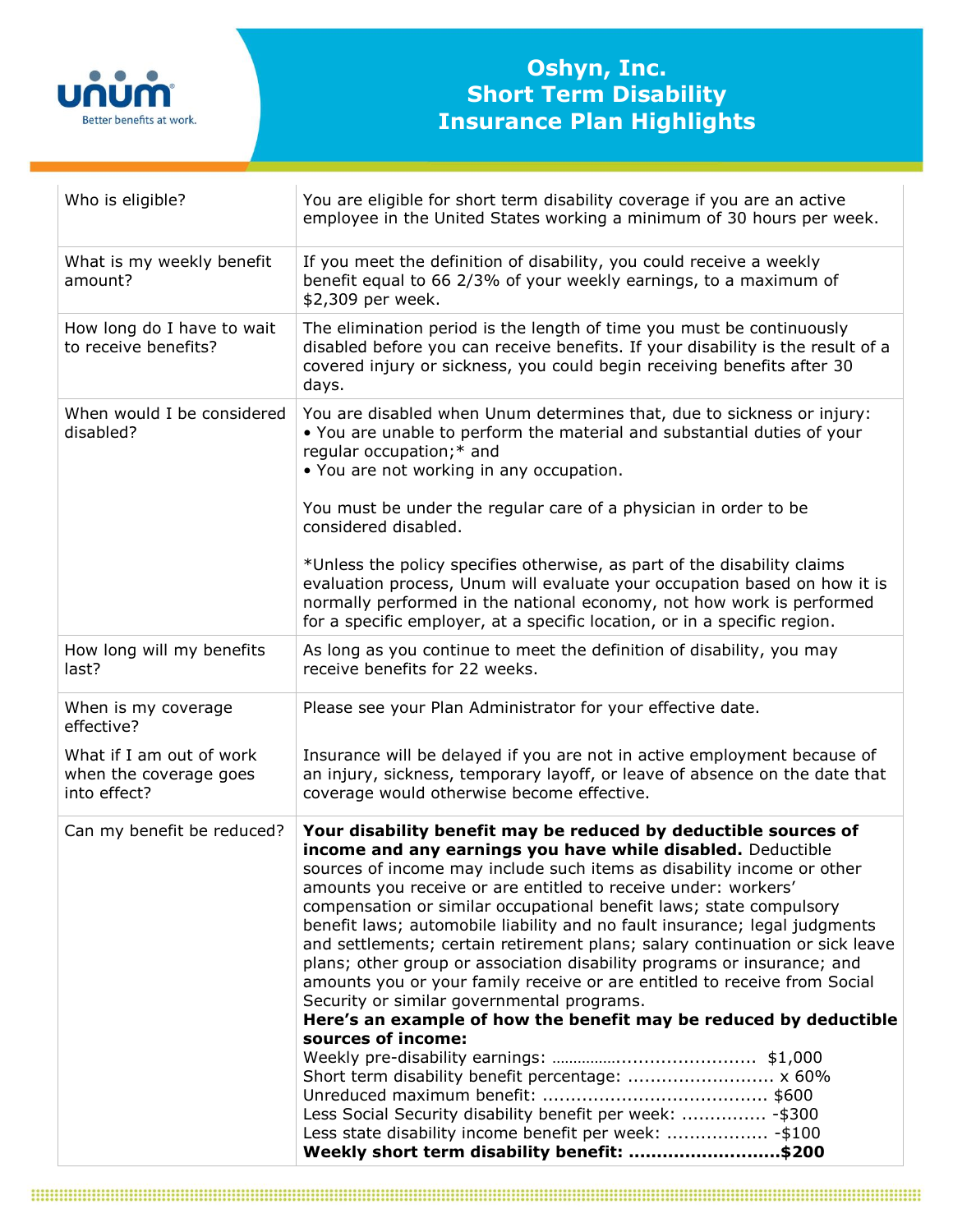# Oshyn, Inc.
# Short Term Disability Insurance Plan Highlights

| | |
|---|---|
| Who is eligible? | You are eligible for short term disability coverage if you are an active employee in the United States working a minimum of 30 hours per week. |
| What is my weekly benefit amount? | If you meet the definition of disability, you could receive a weekly benefit equal to 66 2/3% of your weekly earnings, to a maximum of $2,309 per week. |
| How long do I have to wait to receive benefits? | The elimination period is the length of time you must be continuously disabled before you can receive benefits. If your disability is the result of a covered injury or sickness, you could begin receiving benefits after 30 days. |
| When would I be considered disabled? | You are disabled when Unum determines that, due to sickness or injury:<br>• You are unable to perform the material and substantial duties of your regular occupation;* and<br>• You are not working in any occupation.<br><br>You must be under the regular care of a physician in order to be considered disabled.<br><br>*Unless the policy specifies otherwise, as part of the disability claims evaluation process, Unum will evaluate your occupation based on how it is normally performed in the national economy, not how work is performed for a specific employer, at a specific location, or in a specific region. |
| How long will my benefits last? | As long as you continue to meet the definition of disability, you may receive benefits for 22 weeks. |
| When is my coverage effective?<br><br>What if I am out of work when the coverage goes into effect? | Please see your Plan Administrator for your effective date.<br><br>Insurance will be delayed if you are not in active employment because of an injury, sickness, temporary layoff, or leave of absence on the date that coverage would otherwise become effective. |
| Can my benefit be reduced? | **Your disability benefit may be reduced by deductible sources of income and any earnings you have while disabled.** Deductible sources of income may include such items as disability income or other amounts you receive or are entitled to receive under: workers' compensation or similar occupational benefit laws; state compulsory benefit laws; automobile liability and no fault insurance; legal judgments and settlements; certain retirement plans; salary continuation or sick leave plans; other group or association disability programs or insurance; and amounts you or your family receive or are entitled to receive from Social Security or similar governmental programs.<br>**Here's an example of how the benefit may be reduced by deductible sources of income:**<br>Weekly pre-disability earnings: ........................................ $1,000<br>Short term disability benefit percentage: .......................... x 60%<br>Unreduced maximum benefit: ....................................... $600<br>Less Social Security disability benefit per week: ............... -$300<br>Less state disability income benefit per week: .................. -$100<br>**Weekly short term disability benefit: ..........................$200** |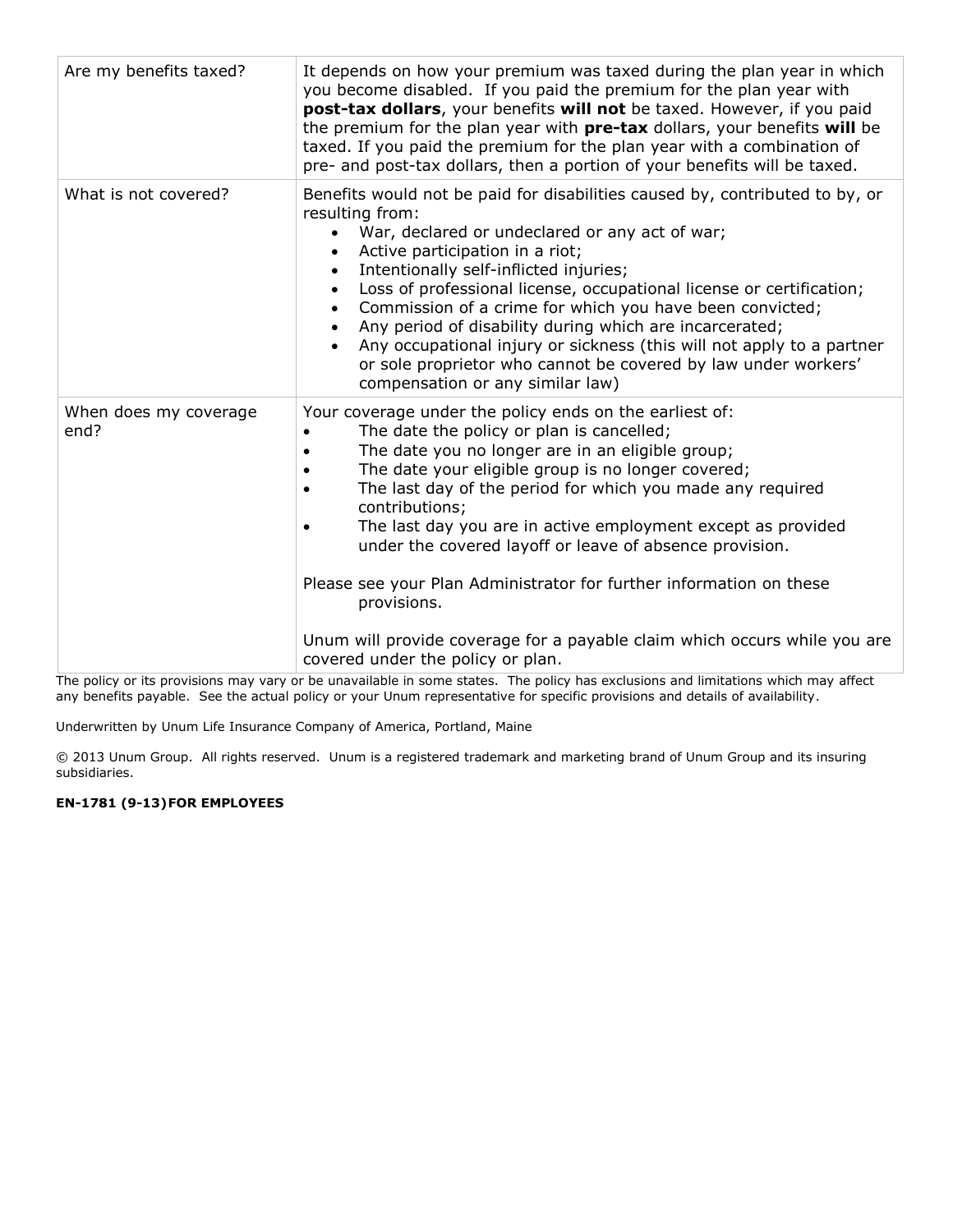| | |
|---|---|
| Are my benefits taxed? | It depends on how your premium was taxed during the plan year in which you become disabled. If you paid the premium for the plan year with **post-tax dollars**, your benefits **will not** be taxed. However, if you paid the premium for the plan year with **pre-tax** dollars, your benefits **will** be taxed. If you paid the premium for the plan year with a combination of pre- and post-tax dollars, then a portion of your benefits will be taxed. |
| What is not covered? | Benefits would not be paid for disabilities caused by, contributed to by, or resulting from:<br>• War, declared or undeclared or any act of war;<br>• Active participation in a riot;<br>• Intentionally self-inflicted injuries;<br>• Loss of professional license, occupational license or certification;<br>• Commission of a crime for which you have been convicted;<br>• Any period of disability during which are incarcerated;<br>• Any occupational injury or sickness (this will not apply to a partner or sole proprietor who cannot be covered by law under workers' compensation or any similar law) |
| When does my coverage end? | Your coverage under the policy ends on the earliest of:<br>• The date the policy or plan is cancelled;<br>• The date you no longer are in an eligible group;<br>• The date your eligible group is no longer covered;<br>• The last day of the period for which you made any required contributions;<br>• The last day you are in active employment except as provided under the covered layoff or leave of absence provision.<br><br>Please see your Plan Administrator for further information on these provisions.<br><br>Unum will provide coverage for a payable claim which occurs while you are covered under the policy or plan. |

The policy or its provisions may vary or be unavailable in some states. The policy has exclusions and limitations which may affect any benefits payable. See the actual policy or your Unum representative for specific provisions and details of availability.

Underwritten by Unum Life Insurance Company of America, Portland, Maine

© 2013 Unum Group. All rights reserved. Unum is a registered trademark and marketing brand of Unum Group and its insuring subsidiaries.

**EN-1781 (9-13) FOR EMPLOYEES**